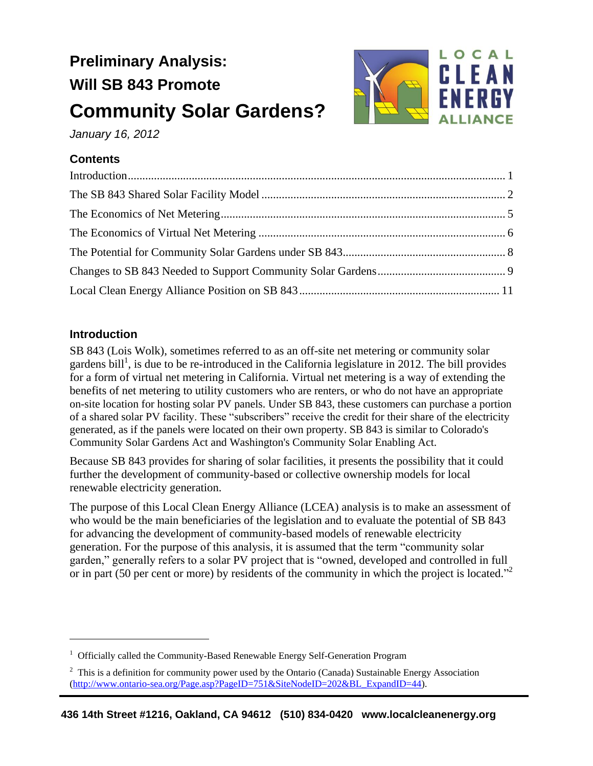# Preliminary Analysis: Will SB 843 Promote Community Solar Gardens?

*January 16, 2012*

### Contents

- Introduction ... 1
- The SB 843 Shared Solar Facility Model ... 2
- The Economics of Net Metering ... 5
- The Economics of Virtual Net Metering ... 6
- The Potential for Community Solar Gardens under SB 843 ... 8
- Changes to SB 843 Needed to Support Community Solar Gardens ... 9
- Local Clean Energy Alliance Position on SB 843 ... 11

### Introduction

SB 843 (Lois Wolk), sometimes referred to as an off-site net metering or community solar gardens bill[1], is due to be re-introduced in the California legislature in 2012. The bill provides for a form of virtual net metering in California. Virtual net metering is a way of extending the benefits of net metering to utility customers who are renters, or who do not have an appropriate on-site location for hosting solar PV panels. Under SB 843, these customers can purchase a portion of a shared solar PV facility. These "subscribers" receive the credit for their share of the electricity generated, as if the panels were located on their own property. SB 843 is similar to Colorado's Community Solar Gardens Act and Washington's Community Solar Enabling Act.

Because SB 843 provides for sharing of solar facilities, it presents the possibility that it could further the development of community-based or collective ownership models for local renewable electricity generation.

The purpose of this Local Clean Energy Alliance (LCEA) analysis is to make an assessment of who would be the main beneficiaries of the legislation and to evaluate the potential of SB 843 for advancing the development of community-based models of renewable electricity generation. For the purpose of this analysis, it is assumed that the term "community solar garden," generally refers to a solar PV project that is "owned, developed and controlled in full or in part (50 per cent or more) by residents of the community in which the project is located."[2]

---

[1] Officially called the Community-Based Renewable Energy Self-Generation Program

[2] This is a definition for community power used by the Ontario (Canada) Sustainable Energy Association (http://www.ontario-sea.org/Page.asp?PageID=751&SiteNodeID=202&BL_ExpandID=44).

**436 14th Street #1216, Oakland, CA 94612 (510) 834-0420 www.localcleanenergy.org**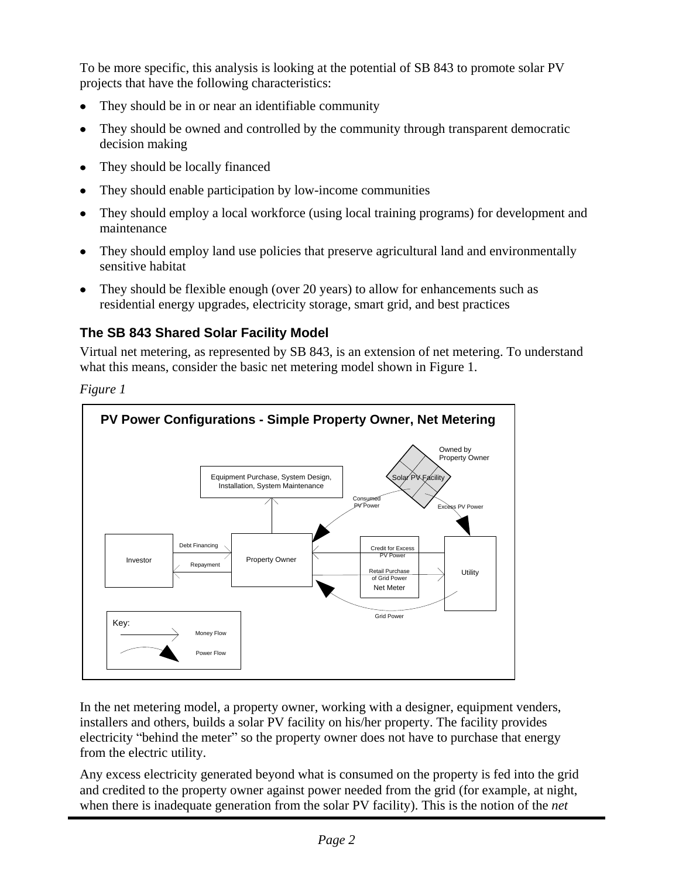To be more specific, this analysis is looking at the potential of SB 843 to promote solar PV projects that have the following characteristics:

- They should be in or near an identifiable community
- They should be owned and controlled by the community through transparent democratic decision making
- They should be locally financed
- They should enable participation by low-income communities
- They should employ a local workforce (using local training programs) for development and maintenance
- They should employ land use policies that preserve agricultural land and environmentally sensitive habitat
- They should be flexible enough (over 20 years) to allow for enhancements such as residential energy upgrades, electricity storage, smart grid, and best practices

### The SB 843 Shared Solar Facility Model

Virtual net metering, as represented by SB 843, is an extension of net metering. To understand what this means, consider the basic net metering model shown in Figure 1.

*Figure 1*

**PV Power Configurations - Simple Property Owner, Net Metering**

Owned by Property Owner

Solar PV Facility

Equipment Purchase, System Design, Installation, System Maintenance

Consumed PV Power

Excess PV Power

Investor

Debt Financing

Repayment

Property Owner

Credit for Excess PV Power

Retail Purchase of Grid Power

Net Meter

Utility

Grid Power

Key:

Money Flow

Power Flow

In the net metering model, a property owner, working with a designer, equipment venders, installers and others, builds a solar PV facility on his/her property. The facility provides electricity "behind the meter" so the property owner does not have to purchase that energy from the electric utility.

Any excess electricity generated beyond what is consumed on the property is fed into the grid and credited to the property owner against power needed from the grid (for example, at night, when there is inadequate generation from the solar PV facility). This is the notion of the *net*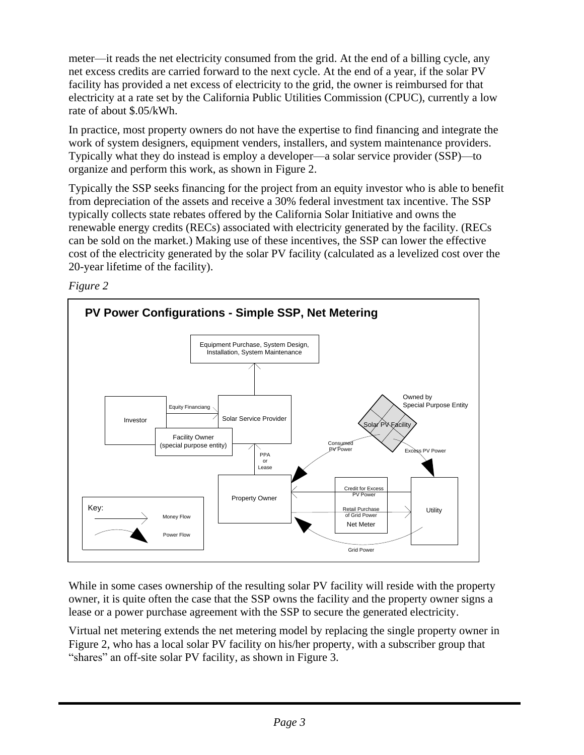meter—it reads the net electricity consumed from the grid. At the end of a billing cycle, any net excess credits are carried forward to the next cycle. At the end of a year, if the solar PV facility has provided a net excess of electricity to the grid, the owner is reimbursed for that electricity at a rate set by the California Public Utilities Commission (CPUC), currently a low rate of about $.05/kWh.

In practice, most property owners do not have the expertise to find financing and integrate the work of system designers, equipment venders, installers, and system maintenance providers. Typically what they do instead is employ a developer—a solar service provider (SSP)—to organize and perform this work, as shown in Figure 2.

Typically the SSP seeks financing for the project from an equity investor who is able to benefit from depreciation of the assets and receive a 30% federal investment tax incentive. The SSP typically collects state rebates offered by the California Solar Initiative and owns the renewable energy credits (RECs) associated with electricity generated by the facility. (RECs can be sold on the market.) Making use of these incentives, the SSP can lower the effective cost of the electricity generated by the solar PV facility (calculated as a levelized cost over the 20-year lifetime of the facility).

*Figure 2*

**PV Power Configurations - Simple SSP, Net Metering**

While in some cases ownership of the resulting solar PV facility will reside with the property owner, it is quite often the case that the SSP owns the facility and the property owner signs a lease or a power purchase agreement with the SSP to secure the generated electricity.

Virtual net metering extends the net metering model by replacing the single property owner in Figure 2, who has a local solar PV facility on his/her property, with a subscriber group that "shares" an off-site solar PV facility, as shown in Figure 3.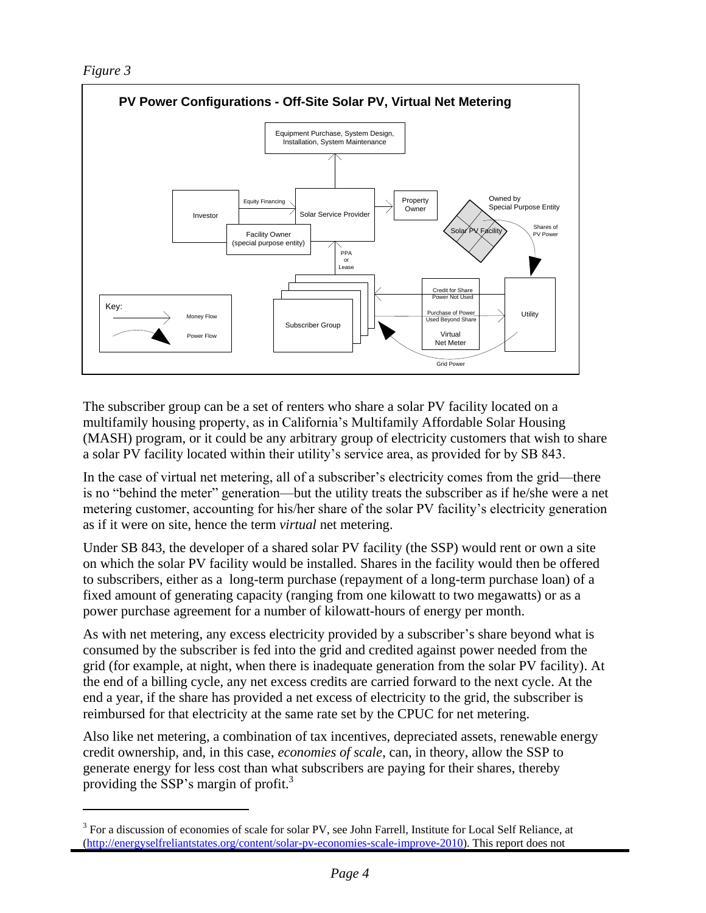*Figure 3*

**PV Power Configurations - Off-Site Solar PV, Virtual Net Metering**

Equipment Purchase, System Design, Installation, System Maintenance

Investor

Equity Financing

Solar Service Provider

Property Owner

Owned by Special Purpose Entity

Facility Owner (special purpose entity)

Solar PV Facility

Shares of PV Power

PPA or Lease

Credit for Share Power Not Used

Purchase of Power Used Beyond Share

Virtual Net Meter

Utility

Subscriber Group

Grid Power

Key: Money Flow; Power Flow

The subscriber group can be a set of renters who share a solar PV facility located on a multifamily housing property, as in California's Multifamily Affordable Solar Housing (MASH) program, or it could be any arbitrary group of electricity customers that wish to share a solar PV facility located within their utility's service area, as provided for by SB 843.

In the case of virtual net metering, all of a subscriber's electricity comes from the grid—there is no "behind the meter" generation—but the utility treats the subscriber as if he/she were a net metering customer, accounting for his/her share of the solar PV facility's electricity generation as if it were on site, hence the term *virtual* net metering.

Under SB 843, the developer of a shared solar PV facility (the SSP) would rent or own a site on which the solar PV facility would be installed. Shares in the facility would then be offered to subscribers, either as a long-term purchase (repayment of a long-term purchase loan) of a fixed amount of generating capacity (ranging from one kilowatt to two megawatts) or as a power purchase agreement for a number of kilowatt-hours of energy per month.

As with net metering, any excess electricity provided by a subscriber's share beyond what is consumed by the subscriber is fed into the grid and credited against power needed from the grid (for example, at night, when there is inadequate generation from the solar PV facility). At the end of a billing cycle, any net excess credits are carried forward to the next cycle. At the end a year, if the share has provided a net excess of electricity to the grid, the subscriber is reimbursed for that electricity at the same rate set by the CPUC for net metering.

Also like net metering, a combination of tax incentives, depreciated assets, renewable energy credit ownership, and, in this case, *economies of scale*, can, in theory, allow the SSP to generate energy for less cost than what subscribers are paying for their shares, thereby providing the SSP's margin of profit.[3]

---

[3] For a discussion of economies of scale for solar PV, see John Farrell, Institute for Local Self Reliance, at (http://energyselfreliantstates.org/content/solar-pv-economies-scale-improve-2010). This report does not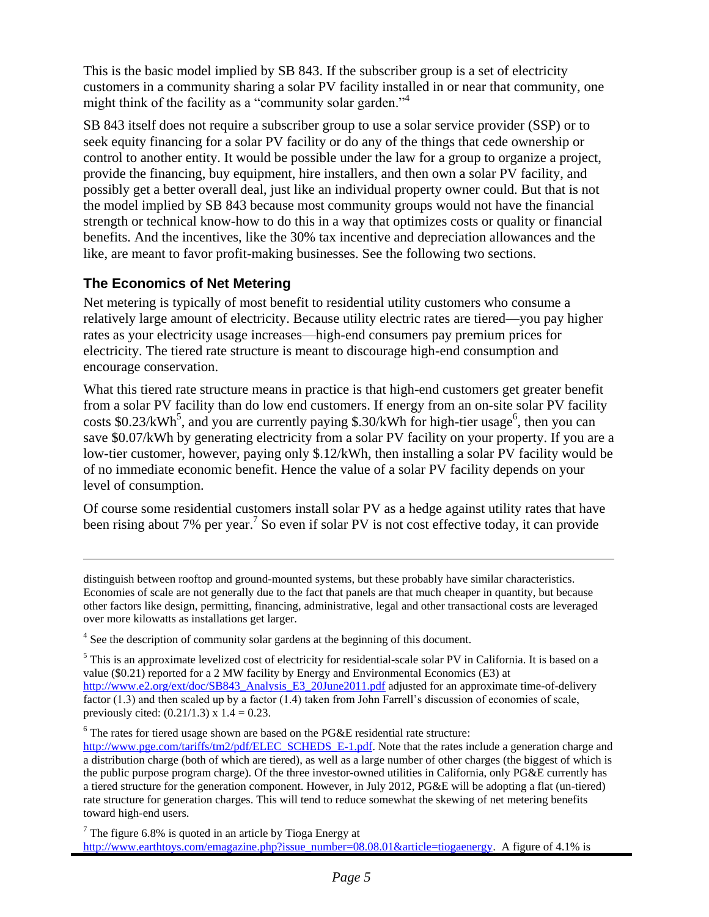This is the basic model implied by SB 843. If the subscriber group is a set of electricity customers in a community sharing a solar PV facility installed in or near that community, one might think of the facility as a "community solar garden."[4]

SB 843 itself does not require a subscriber group to use a solar service provider (SSP) or to seek equity financing for a solar PV facility or do any of the things that cede ownership or control to another entity. It would be possible under the law for a group to organize a project, provide the financing, buy equipment, hire installers, and then own a solar PV facility, and possibly get a better overall deal, just like an individual property owner could. But that is not the model implied by SB 843 because most community groups would not have the financial strength or technical know-how to do this in a way that optimizes costs or quality or financial benefits. And the incentives, like the 30% tax incentive and depreciation allowances and the like, are meant to favor profit-making businesses. See the following two sections.

### The Economics of Net Metering

Net metering is typically of most benefit to residential utility customers who consume a relatively large amount of electricity. Because utility electric rates are tiered—you pay higher rates as your electricity usage increases—high-end consumers pay premium prices for electricity. The tiered rate structure is meant to discourage high-end consumption and encourage conservation.

What this tiered rate structure means in practice is that high-end customers get greater benefit from a solar PV facility than do low end customers. If energy from an on-site solar PV facility costs \$0.23/kWh[5], and you are currently paying \$.30/kWh for high-tier usage[6], then you can save \$0.07/kWh by generating electricity from a solar PV facility on your property. If you are a low-tier customer, however, paying only \$.12/kWh, then installing a solar PV facility would be of no immediate economic benefit. Hence the value of a solar PV facility depends on your level of consumption.

Of course some residential customers install solar PV as a hedge against utility rates that have been rising about 7% per year.[7] So even if solar PV is not cost effective today, it can provide

---

distinguish between rooftop and ground-mounted systems, but these probably have similar characteristics. Economies of scale are not generally due to the fact that panels are that much cheaper in quantity, but because other factors like design, permitting, financing, administrative, legal and other transactional costs are leveraged over more kilowatts as installations get larger.

[4] See the description of community solar gardens at the beginning of this document.

[5] This is an approximate levelized cost of electricity for residential-scale solar PV in California. It is based on a value (\$0.21) reported for a 2 MW facility by Energy and Environmental Economics (E3) at http://www.e2.org/ext/doc/SB843_Analysis_E3_20June2011.pdf adjusted for an approximate time-of-delivery factor (1.3) and then scaled up by a factor (1.4) taken from John Farrell's discussion of economies of scale, previously cited: $(0.21/1.3) \times 1.4 = 0.23$.

[6] The rates for tiered usage shown are based on the PG&E residential rate structure: http://www.pge.com/tariffs/tm2/pdf/ELEC_SCHEDS_E-1.pdf. Note that the rates include a generation charge and a distribution charge (both of which are tiered), as well as a large number of other charges (the biggest of which is the public purpose program charge). Of the three investor-owned utilities in California, only PG&E currently has a tiered structure for the generation component. However, in July 2012, PG&E will be adopting a flat (un-tiered) rate structure for generation charges. This will tend to reduce somewhat the skewing of net metering benefits toward high-end users.

[7] The figure 6.8% is quoted in an article by Tioga Energy at http://www.earthtoys.com/emagazine.php?issue_number=08.08.01&article=tiogaenergy. A figure of 4.1% is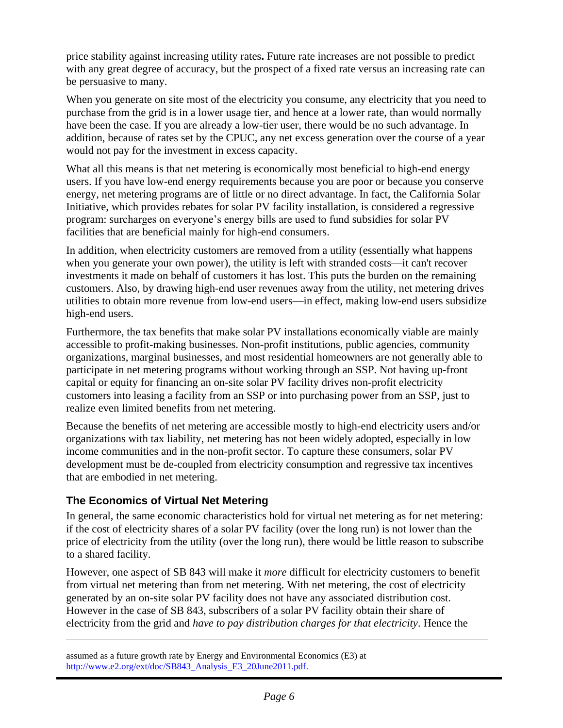price stability against increasing utility rates**.** Future rate increases are not possible to predict with any great degree of accuracy, but the prospect of a fixed rate versus an increasing rate can be persuasive to many.

When you generate on site most of the electricity you consume, any electricity that you need to purchase from the grid is in a lower usage tier, and hence at a lower rate, than would normally have been the case. If you are already a low-tier user, there would be no such advantage. In addition, because of rates set by the CPUC, any net excess generation over the course of a year would not pay for the investment in excess capacity.

What all this means is that net metering is economically most beneficial to high-end energy users. If you have low-end energy requirements because you are poor or because you conserve energy, net metering programs are of little or no direct advantage. In fact, the California Solar Initiative, which provides rebates for solar PV facility installation, is considered a regressive program: surcharges on everyone's energy bills are used to fund subsidies for solar PV facilities that are beneficial mainly for high-end consumers.

In addition, when electricity customers are removed from a utility (essentially what happens when you generate your own power), the utility is left with stranded costs—it can't recover investments it made on behalf of customers it has lost. This puts the burden on the remaining customers. Also, by drawing high-end user revenues away from the utility, net metering drives utilities to obtain more revenue from low-end users—in effect, making low-end users subsidize high-end users.

Furthermore, the tax benefits that make solar PV installations economically viable are mainly accessible to profit-making businesses. Non-profit institutions, public agencies, community organizations, marginal businesses, and most residential homeowners are not generally able to participate in net metering programs without working through an SSP. Not having up-front capital or equity for financing an on-site solar PV facility drives non-profit electricity customers into leasing a facility from an SSP or into purchasing power from an SSP, just to realize even limited benefits from net metering.

Because the benefits of net metering are accessible mostly to high-end electricity users and/or organizations with tax liability, net metering has not been widely adopted, especially in low income communities and in the non-profit sector. To capture these consumers, solar PV development must be de-coupled from electricity consumption and regressive tax incentives that are embodied in net metering.

### The Economics of Virtual Net Metering

In general, the same economic characteristics hold for virtual net metering as for net metering: if the cost of electricity shares of a solar PV facility (over the long run) is not lower than the price of electricity from the utility (over the long run), there would be little reason to subscribe to a shared facility.

However, one aspect of SB 843 will make it *more* difficult for electricity customers to benefit from virtual net metering than from net metering. With net metering, the cost of electricity generated by an on-site solar PV facility does not have any associated distribution cost. However in the case of SB 843, subscribers of a solar PV facility obtain their share of electricity from the grid and *have to pay distribution charges for that electricity*. Hence the

---

assumed as a future growth rate by Energy and Environmental Economics (E3) at http://www.e2.org/ext/doc/SB843_Analysis_E3_20June2011.pdf.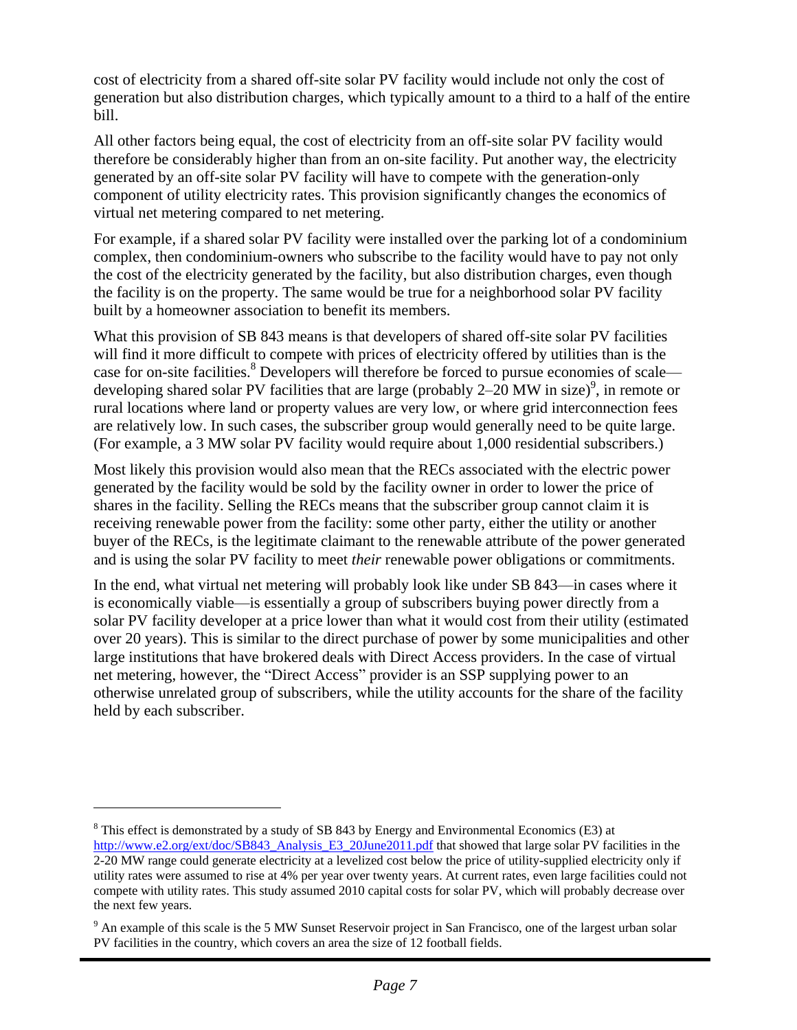cost of electricity from a shared off-site solar PV facility would include not only the cost of generation but also distribution charges, which typically amount to a third to a half of the entire bill.

All other factors being equal, the cost of electricity from an off-site solar PV facility would therefore be considerably higher than from an on-site facility. Put another way, the electricity generated by an off-site solar PV facility will have to compete with the generation-only component of utility electricity rates. This provision significantly changes the economics of virtual net metering compared to net metering.

For example, if a shared solar PV facility were installed over the parking lot of a condominium complex, then condominium-owners who subscribe to the facility would have to pay not only the cost of the electricity generated by the facility, but also distribution charges, even though the facility is on the property. The same would be true for a neighborhood solar PV facility built by a homeowner association to benefit its members.

What this provision of SB 843 means is that developers of shared off-site solar PV facilities will find it more difficult to compete with prices of electricity offered by utilities than is the case for on-site facilities.[8] Developers will therefore be forced to pursue economies of scale—developing shared solar PV facilities that are large (probably 2–20 MW in size)[9], in remote or rural locations where land or property values are very low, or where grid interconnection fees are relatively low. In such cases, the subscriber group would generally need to be quite large. (For example, a 3 MW solar PV facility would require about 1,000 residential subscribers.)

Most likely this provision would also mean that the RECs associated with the electric power generated by the facility would be sold by the facility owner in order to lower the price of shares in the facility. Selling the RECs means that the subscriber group cannot claim it is receiving renewable power from the facility: some other party, either the utility or another buyer of the RECs, is the legitimate claimant to the renewable attribute of the power generated and is using the solar PV facility to meet *their* renewable power obligations or commitments.

In the end, what virtual net metering will probably look like under SB 843—in cases where it is economically viable—is essentially a group of subscribers buying power directly from a solar PV facility developer at a price lower than what it would cost from their utility (estimated over 20 years). This is similar to the direct purchase of power by some municipalities and other large institutions that have brokered deals with Direct Access providers. In the case of virtual net metering, however, the "Direct Access" provider is an SSP supplying power to an otherwise unrelated group of subscribers, while the utility accounts for the share of the facility held by each subscriber.

---

[8] This effect is demonstrated by a study of SB 843 by Energy and Environmental Economics (E3) at http://www.e2.org/ext/doc/SB843_Analysis_E3_20June2011.pdf that showed that large solar PV facilities in the 2-20 MW range could generate electricity at a levelized cost below the price of utility-supplied electricity only if utility rates were assumed to rise at 4% per year over twenty years. At current rates, even large facilities could not compete with utility rates. This study assumed 2010 capital costs for solar PV, which will probably decrease over the next few years.

[9] An example of this scale is the 5 MW Sunset Reservoir project in San Francisco, one of the largest urban solar PV facilities in the country, which covers an area the size of 12 football fields.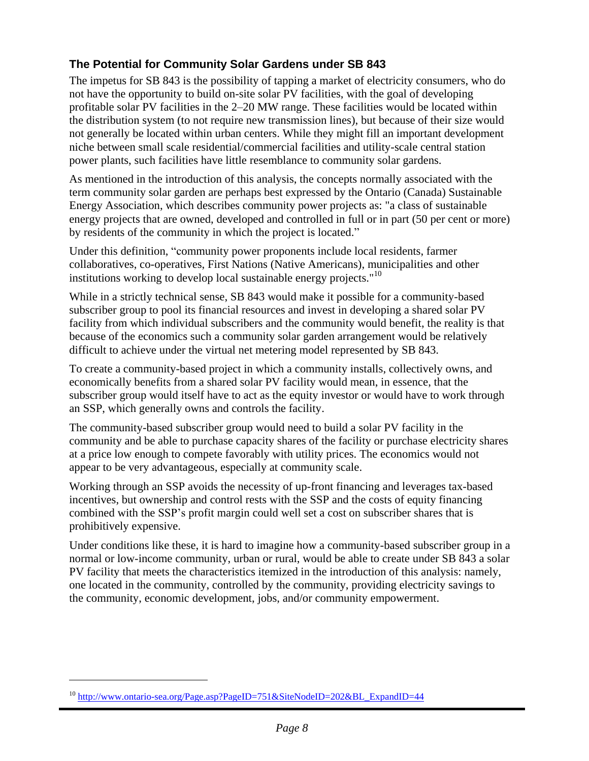### The Potential for Community Solar Gardens under SB 843

The impetus for SB 843 is the possibility of tapping a market of electricity consumers, who do not have the opportunity to build on-site solar PV facilities, with the goal of developing profitable solar PV facilities in the 2–20 MW range. These facilities would be located within the distribution system (to not require new transmission lines), but because of their size would not generally be located within urban centers. While they might fill an important development niche between small scale residential/commercial facilities and utility-scale central station power plants, such facilities have little resemblance to community solar gardens.

As mentioned in the introduction of this analysis, the concepts normally associated with the term community solar garden are perhaps best expressed by the Ontario (Canada) Sustainable Energy Association, which describes community power projects as: "a class of sustainable energy projects that are owned, developed and controlled in full or in part (50 per cent or more) by residents of the community in which the project is located."

Under this definition, "community power proponents include local residents, farmer collaboratives, co-operatives, First Nations (Native Americans), municipalities and other institutions working to develop local sustainable energy projects."[10]

While in a strictly technical sense, SB 843 would make it possible for a community-based subscriber group to pool its financial resources and invest in developing a shared solar PV facility from which individual subscribers and the community would benefit, the reality is that because of the economics such a community solar garden arrangement would be relatively difficult to achieve under the virtual net metering model represented by SB 843.

To create a community-based project in which a community installs, collectively owns, and economically benefits from a shared solar PV facility would mean, in essence, that the subscriber group would itself have to act as the equity investor or would have to work through an SSP, which generally owns and controls the facility.

The community-based subscriber group would need to build a solar PV facility in the community and be able to purchase capacity shares of the facility or purchase electricity shares at a price low enough to compete favorably with utility prices. The economics would not appear to be very advantageous, especially at community scale.

Working through an SSP avoids the necessity of up-front financing and leverages tax-based incentives, but ownership and control rests with the SSP and the costs of equity financing combined with the SSP's profit margin could well set a cost on subscriber shares that is prohibitively expensive.

Under conditions like these, it is hard to imagine how a community-based subscriber group in a normal or low-income community, urban or rural, would be able to create under SB 843 a solar PV facility that meets the characteristics itemized in the introduction of this analysis: namely, one located in the community, controlled by the community, providing electricity savings to the community, economic development, jobs, and/or community empowerment.

---

[10] http://www.ontario-sea.org/Page.asp?PageID=751&SiteNodeID=202&BL_ExpandID=44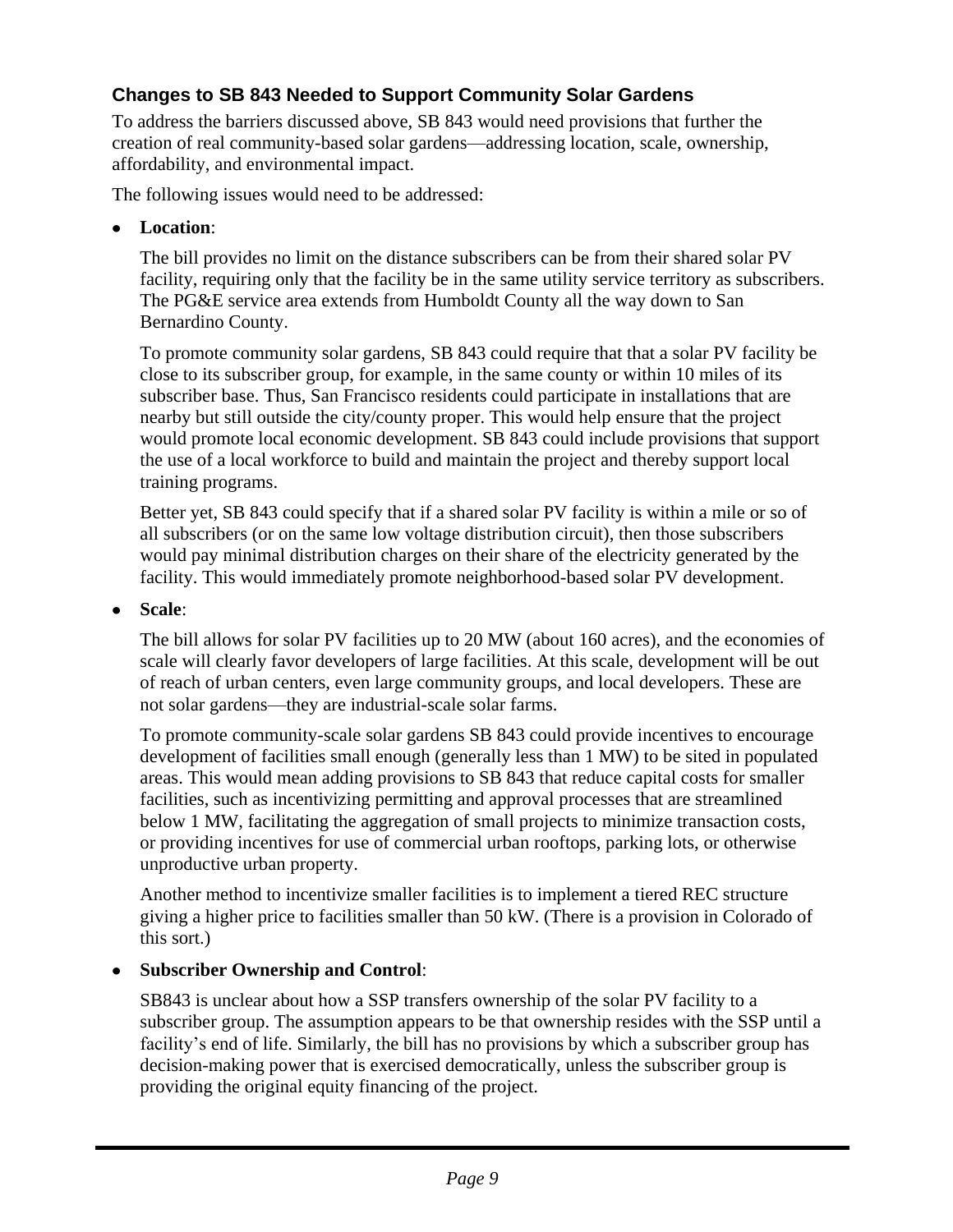### Changes to SB 843 Needed to Support Community Solar Gardens

To address the barriers discussed above, SB 843 would need provisions that further the creation of real community-based solar gardens—addressing location, scale, ownership, affordability, and environmental impact.

The following issues would need to be addressed:

- **Location**:

  The bill provides no limit on the distance subscribers can be from their shared solar PV facility, requiring only that the facility be in the same utility service territory as subscribers. The PG&E service area extends from Humboldt County all the way down to San Bernardino County.

  To promote community solar gardens, SB 843 could require that that a solar PV facility be close to its subscriber group, for example, in the same county or within 10 miles of its subscriber base. Thus, San Francisco residents could participate in installations that are nearby but still outside the city/county proper. This would help ensure that the project would promote local economic development. SB 843 could include provisions that support the use of a local workforce to build and maintain the project and thereby support local training programs.

  Better yet, SB 843 could specify that if a shared solar PV facility is within a mile or so of all subscribers (or on the same low voltage distribution circuit), then those subscribers would pay minimal distribution charges on their share of the electricity generated by the facility. This would immediately promote neighborhood-based solar PV development.

- **Scale**:

  The bill allows for solar PV facilities up to 20 MW (about 160 acres), and the economies of scale will clearly favor developers of large facilities. At this scale, development will be out of reach of urban centers, even large community groups, and local developers. These are not solar gardens—they are industrial-scale solar farms.

  To promote community-scale solar gardens SB 843 could provide incentives to encourage development of facilities small enough (generally less than 1 MW) to be sited in populated areas. This would mean adding provisions to SB 843 that reduce capital costs for smaller facilities, such as incentivizing permitting and approval processes that are streamlined below 1 MW, facilitating the aggregation of small projects to minimize transaction costs, or providing incentives for use of commercial urban rooftops, parking lots, or otherwise unproductive urban property.

  Another method to incentivize smaller facilities is to implement a tiered REC structure giving a higher price to facilities smaller than 50 kW. (There is a provision in Colorado of this sort.)

- **Subscriber Ownership and Control**:

  SB843 is unclear about how a SSP transfers ownership of the solar PV facility to a subscriber group. The assumption appears to be that ownership resides with the SSP until a facility's end of life. Similarly, the bill has no provisions by which a subscriber group has decision-making power that is exercised democratically, unless the subscriber group is providing the original equity financing of the project.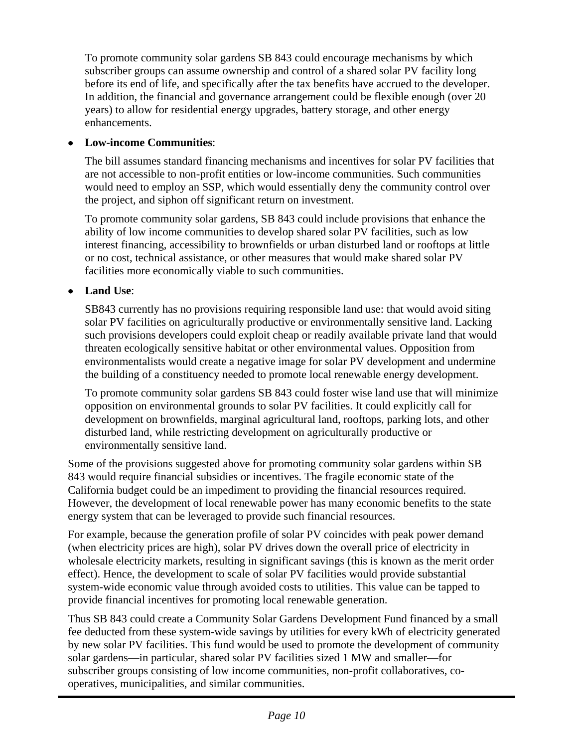To promote community solar gardens SB 843 could encourage mechanisms by which subscriber groups can assume ownership and control of a shared solar PV facility long before its end of life, and specifically after the tax benefits have accrued to the developer. In addition, the financial and governance arrangement could be flexible enough (over 20 years) to allow for residential energy upgrades, battery storage, and other energy enhancements.

- **Low-income Communities**:

  The bill assumes standard financing mechanisms and incentives for solar PV facilities that are not accessible to non-profit entities or low-income communities. Such communities would need to employ an SSP, which would essentially deny the community control over the project, and siphon off significant return on investment.

  To promote community solar gardens, SB 843 could include provisions that enhance the ability of low income communities to develop shared solar PV facilities, such as low interest financing, accessibility to brownfields or urban disturbed land or rooftops at little or no cost, technical assistance, or other measures that would make shared solar PV facilities more economically viable to such communities.

- **Land Use**:

  SB843 currently has no provisions requiring responsible land use: that would avoid siting solar PV facilities on agriculturally productive or environmentally sensitive land. Lacking such provisions developers could exploit cheap or readily available private land that would threaten ecologically sensitive habitat or other environmental values. Opposition from environmentalists would create a negative image for solar PV development and undermine the building of a constituency needed to promote local renewable energy development.

  To promote community solar gardens SB 843 could foster wise land use that will minimize opposition on environmental grounds to solar PV facilities. It could explicitly call for development on brownfields, marginal agricultural land, rooftops, parking lots, and other disturbed land, while restricting development on agriculturally productive or environmentally sensitive land.

Some of the provisions suggested above for promoting community solar gardens within SB 843 would require financial subsidies or incentives. The fragile economic state of the California budget could be an impediment to providing the financial resources required. However, the development of local renewable power has many economic benefits to the state energy system that can be leveraged to provide such financial resources.

For example, because the generation profile of solar PV coincides with peak power demand (when electricity prices are high), solar PV drives down the overall price of electricity in wholesale electricity markets, resulting in significant savings (this is known as the merit order effect). Hence, the development to scale of solar PV facilities would provide substantial system-wide economic value through avoided costs to utilities. This value can be tapped to provide financial incentives for promoting local renewable generation.

Thus SB 843 could create a Community Solar Gardens Development Fund financed by a small fee deducted from these system-wide savings by utilities for every kWh of electricity generated by new solar PV facilities. This fund would be used to promote the development of community solar gardens—in particular, shared solar PV facilities sized 1 MW and smaller—for subscriber groups consisting of low income communities, non-profit collaboratives, co-operatives, municipalities, and similar communities.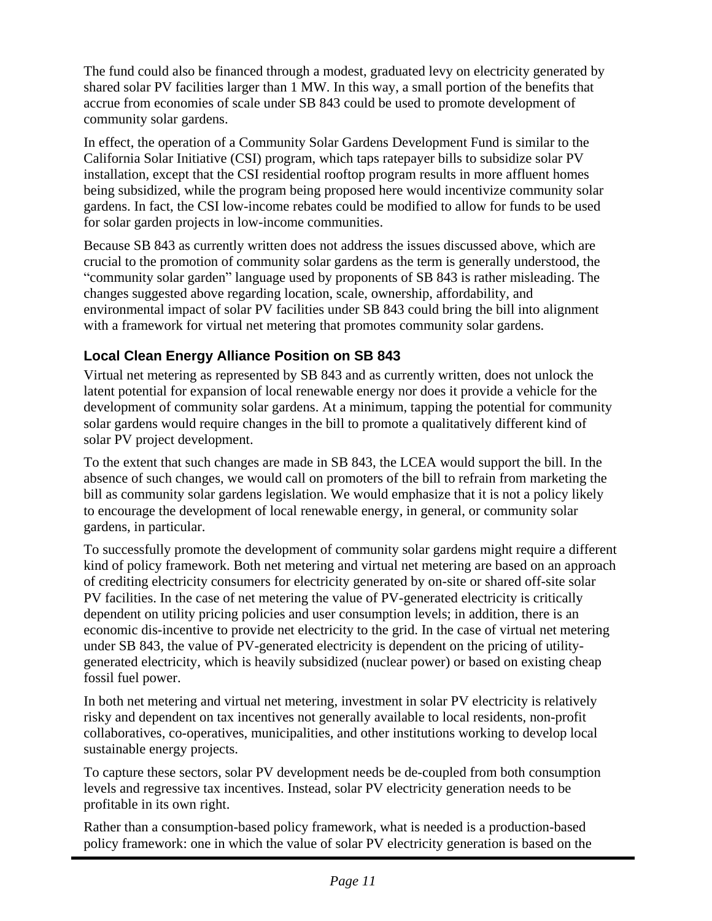The fund could also be financed through a modest, graduated levy on electricity generated by shared solar PV facilities larger than 1 MW. In this way, a small portion of the benefits that accrue from economies of scale under SB 843 could be used to promote development of community solar gardens.

In effect, the operation of a Community Solar Gardens Development Fund is similar to the California Solar Initiative (CSI) program, which taps ratepayer bills to subsidize solar PV installation, except that the CSI residential rooftop program results in more affluent homes being subsidized, while the program being proposed here would incentivize community solar gardens. In fact, the CSI low-income rebates could be modified to allow for funds to be used for solar garden projects in low-income communities.

Because SB 843 as currently written does not address the issues discussed above, which are crucial to the promotion of community solar gardens as the term is generally understood, the "community solar garden" language used by proponents of SB 843 is rather misleading. The changes suggested above regarding location, scale, ownership, affordability, and environmental impact of solar PV facilities under SB 843 could bring the bill into alignment with a framework for virtual net metering that promotes community solar gardens.

## Local Clean Energy Alliance Position on SB 843

Virtual net metering as represented by SB 843 and as currently written, does not unlock the latent potential for expansion of local renewable energy nor does it provide a vehicle for the development of community solar gardens. At a minimum, tapping the potential for community solar gardens would require changes in the bill to promote a qualitatively different kind of solar PV project development.

To the extent that such changes are made in SB 843, the LCEA would support the bill. In the absence of such changes, we would call on promoters of the bill to refrain from marketing the bill as community solar gardens legislation. We would emphasize that it is not a policy likely to encourage the development of local renewable energy, in general, or community solar gardens, in particular.

To successfully promote the development of community solar gardens might require a different kind of policy framework. Both net metering and virtual net metering are based on an approach of crediting electricity consumers for electricity generated by on-site or shared off-site solar PV facilities. In the case of net metering the value of PV-generated electricity is critically dependent on utility pricing policies and user consumption levels; in addition, there is an economic dis-incentive to provide net electricity to the grid. In the case of virtual net metering under SB 843, the value of PV-generated electricity is dependent on the pricing of utility-generated electricity, which is heavily subsidized (nuclear power) or based on existing cheap fossil fuel power.

In both net metering and virtual net metering, investment in solar PV electricity is relatively risky and dependent on tax incentives not generally available to local residents, non-profit collaboratives, co-operatives, municipalities, and other institutions working to develop local sustainable energy projects.

To capture these sectors, solar PV development needs be de-coupled from both consumption levels and regressive tax incentives. Instead, solar PV electricity generation needs to be profitable in its own right.

Rather than a consumption-based policy framework, what is needed is a production-based policy framework: one in which the value of solar PV electricity generation is based on the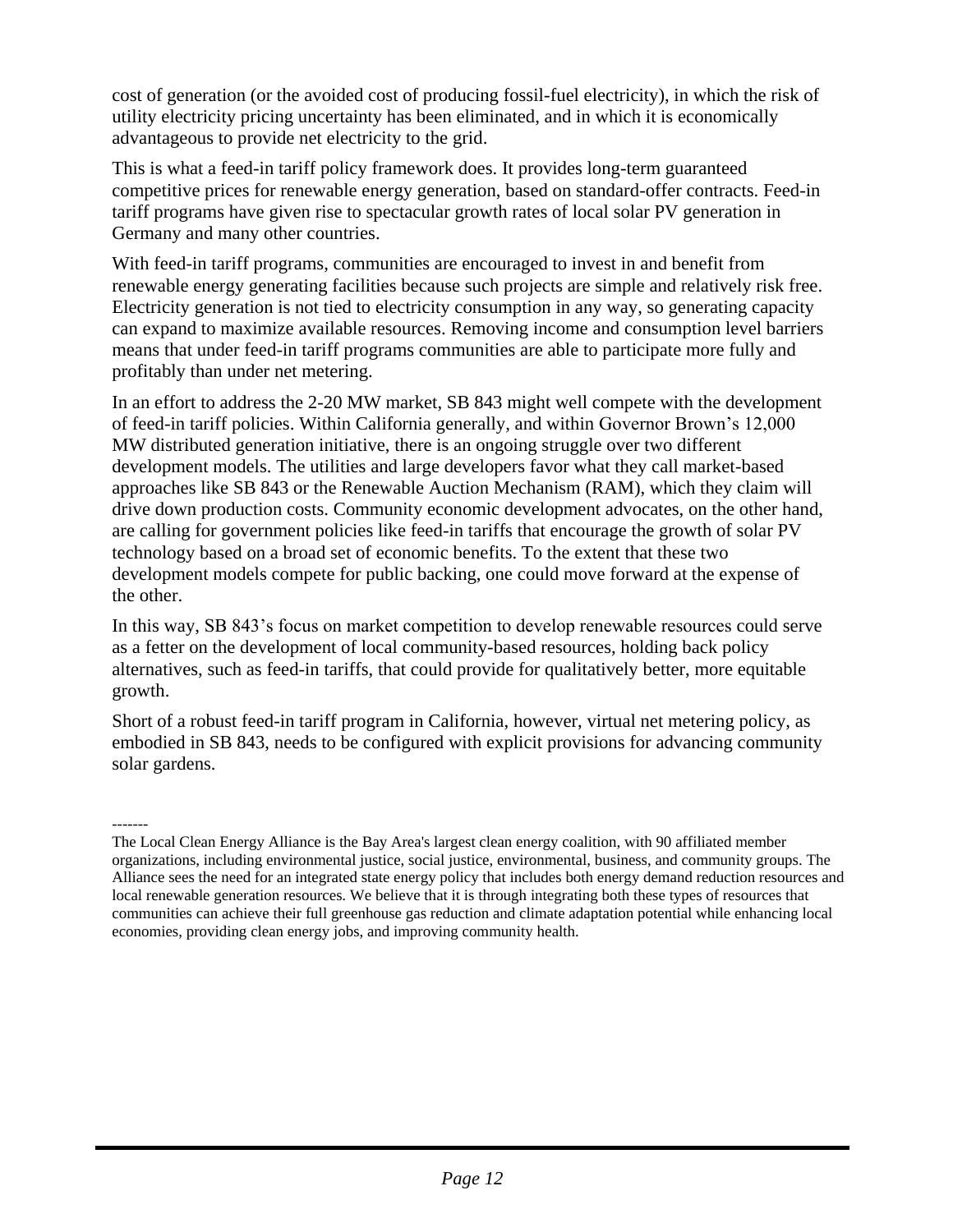cost of generation (or the avoided cost of producing fossil-fuel electricity), in which the risk of utility electricity pricing uncertainty has been eliminated, and in which it is economically advantageous to provide net electricity to the grid.

This is what a feed-in tariff policy framework does. It provides long-term guaranteed competitive prices for renewable energy generation, based on standard-offer contracts. Feed-in tariff programs have given rise to spectacular growth rates of local solar PV generation in Germany and many other countries.

With feed-in tariff programs, communities are encouraged to invest in and benefit from renewable energy generating facilities because such projects are simple and relatively risk free. Electricity generation is not tied to electricity consumption in any way, so generating capacity can expand to maximize available resources. Removing income and consumption level barriers means that under feed-in tariff programs communities are able to participate more fully and profitably than under net metering.

In an effort to address the 2-20 MW market, SB 843 might well compete with the development of feed-in tariff policies. Within California generally, and within Governor Brown's 12,000 MW distributed generation initiative, there is an ongoing struggle over two different development models. The utilities and large developers favor what they call market-based approaches like SB 843 or the Renewable Auction Mechanism (RAM), which they claim will drive down production costs. Community economic development advocates, on the other hand, are calling for government policies like feed-in tariffs that encourage the growth of solar PV technology based on a broad set of economic benefits. To the extent that these two development models compete for public backing, one could move forward at the expense of the other.

In this way, SB 843's focus on market competition to develop renewable resources could serve as a fetter on the development of local community-based resources, holding back policy alternatives, such as feed-in tariffs, that could provide for qualitatively better, more equitable growth.

Short of a robust feed-in tariff program in California, however, virtual net metering policy, as embodied in SB 843, needs to be configured with explicit provisions for advancing community solar gardens.

-------

The Local Clean Energy Alliance is the Bay Area's largest clean energy coalition, with 90 affiliated member organizations, including environmental justice, social justice, environmental, business, and community groups. The Alliance sees the need for an integrated state energy policy that includes both energy demand reduction resources and local renewable generation resources. We believe that it is through integrating both these types of resources that communities can achieve their full greenhouse gas reduction and climate adaptation potential while enhancing local economies, providing clean energy jobs, and improving community health.